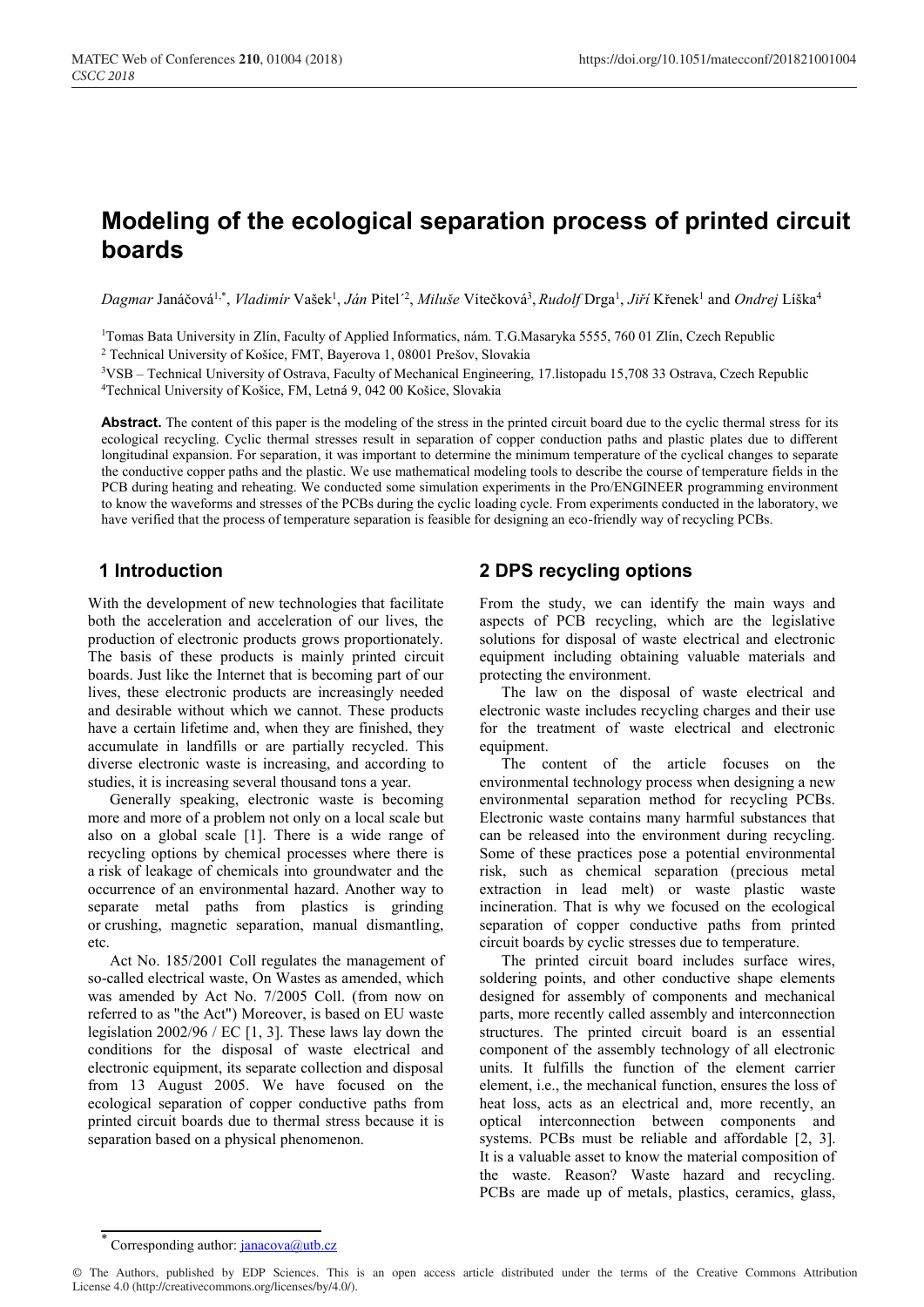# Modeling of the ecological separation process of printed circuit boards

*Dagmar* Janáčová[1,*], *Vladimír* Vašek[1], *Ján* Pitel'[2], *Miluše* Vítečková[3], *Rudolf* Drga[1], *Jiří* Křenek[1] and *Ondrej* Líška[4]

[1]Tomas Bata University in Zlín, Faculty of Applied Informatics, nám. T.G.Masaryka 5555, 760 01 Zlín, Czech Republic

[2] Technical University of Košice, FMT, Bayerova 1, 08001 Prešov, Slovakia

[3]VSB – Technical University of Ostrava, Faculty of Mechanical Engineering, 17.listopadu 15,708 33 Ostrava, Czech Republic

[4]Technical University of Košice, FM, Letná 9, 042 00 Košice, Slovakia

**Abstract.** The content of this paper is the modeling of the stress in the printed circuit board due to the cyclic thermal stress for its ecological recycling. Cyclic thermal stresses result in separation of copper conduction paths and plastic plates due to different longitudinal expansion. For separation, it was important to determine the minimum temperature of the cyclical changes to separate the conductive copper paths and the plastic. We use mathematical modeling tools to describe the course of temperature fields in the PCB during heating and reheating. We conducted some simulation experiments in the Pro/ENGINEER programming environment to know the waveforms and stresses of the PCBs during the cyclic loading cycle. From experiments conducted in the laboratory, we have verified that the process of temperature separation is feasible for designing an eco-friendly way of recycling PCBs.

## 1 Introduction

With the development of new technologies that facilitate both the acceleration and acceleration of our lives, the production of electronic products grows proportionately. The basis of these products is mainly printed circuit boards. Just like the Internet that is becoming part of our lives, these electronic products are increasingly needed and desirable without which we cannot. These products have a certain lifetime and, when they are finished, they accumulate in landfills or are partially recycled. This diverse electronic waste is increasing, and according to studies, it is increasing several thousand tons a year.

Generally speaking, electronic waste is becoming more and more of a problem not only on a local scale but also on a global scale [1]. There is a wide range of recycling options by chemical processes where there is a risk of leakage of chemicals into groundwater and the occurrence of an environmental hazard. Another way to separate metal paths from plastics is grinding or crushing, magnetic separation, manual dismantling, etc.

Act No. 185/2001 Coll regulates the management of so-called electrical waste, On Wastes as amended, which was amended by Act No. 7/2005 Coll. (from now on referred to as "the Act") Moreover, is based on EU waste legislation 2002/96 / EC [1, 3]. These laws lay down the conditions for the disposal of waste electrical and electronic equipment, its separate collection and disposal from 13 August 2005. We have focused on the ecological separation of copper conductive paths from printed circuit boards due to thermal stress because it is separation based on a physical phenomenon.

## 2 DPS recycling options

From the study, we can identify the main ways and aspects of PCB recycling, which are the legislative solutions for disposal of waste electrical and electronic equipment including obtaining valuable materials and protecting the environment.

The law on the disposal of waste electrical and electronic equipment includes recycling charges and their use for the treatment of waste electrical and electronic equipment.

The content of the article focuses on the environmental technology process when designing a new environmental separation method for recycling PCBs. Electronic waste contains many harmful substances that can be released into the environment during recycling. Some of these practices pose a potential environmental risk, such as chemical separation (precious metal extraction in lead melt) or waste plastic waste incineration. That is why we focused on the ecological separation of copper conductive paths from printed circuit boards by cyclic stresses due to temperature.

The printed circuit board includes surface wires, soldering points, and other conductive shape elements designed for assembly of components and mechanical parts, more recently called assembly and interconnection structures. The printed circuit board is an essential component of the assembly technology of all electronic units. It fulfills the function of the element carrier element, i.e., the mechanical function, ensures the loss of heat loss, acts as an electrical and, more recently, an optical interconnection between components and systems. PCBs must be reliable and affordable [2, 3]. It is a valuable asset to know the material composition of the waste. Reason? Waste hazard and recycling. PCBs are made up of metals, plastics, ceramics, glass,

* Corresponding author: janacova@utb.cz

© The Authors, published by EDP Sciences. This is an open access article distributed under the terms of the Creative Commons Attribution License 4.0 (http://creativecommons.org/licenses/by/4.0/).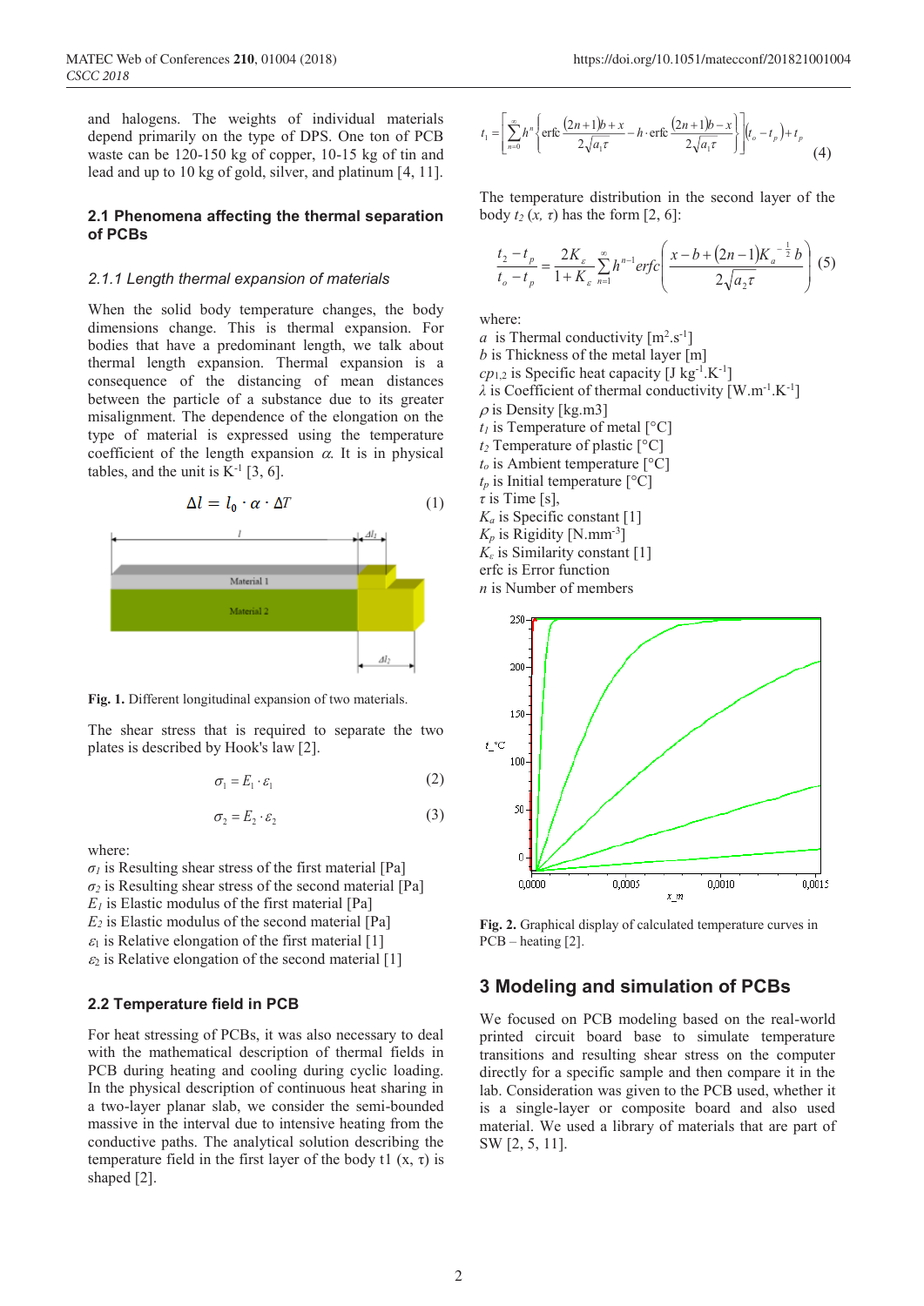and halogens. The weights of individual materials depend primarily on the type of DPS. One ton of PCB waste can be 120-150 kg of copper, 10-15 kg of tin and lead and up to 10 kg of gold, silver, and platinum [4, 11].

## 2.1 Phenomena affecting the thermal separation of PCBs

### *2.1.1 Length thermal expansion of materials*

When the solid body temperature changes, the body dimensions change. This is thermal expansion. For bodies that have a predominant length, we talk about thermal length expansion. Thermal expansion is a consequence of the distancing of mean distances between the particle of a substance due to its greater misalignment. The dependence of the elongation on the type of material is expressed using the temperature coefficient of the length expansion $\alpha$. It is in physical tables, and the unit is $K^{-1}$ [3, 6].

$$\Delta l = l_0 \cdot \alpha \cdot \Delta T \tag{1}$$

**Fig. 1.** Different longitudinal expansion of two materials.

The shear stress that is required to separate the two plates is described by Hook's law [2].

$$\sigma_1 = E_1 \cdot \varepsilon_1 \tag{2}$$

$$\sigma_2 = E_2 \cdot \varepsilon_2 \tag{3}$$

where:
$\sigma_1$ is Resulting shear stress of the first material [Pa]
$\sigma_2$ is Resulting shear stress of the second material [Pa]
$E_1$ is Elastic modulus of the first material [Pa]
$E_2$ is Elastic modulus of the second material [Pa]
$\varepsilon_1$ is Relative elongation of the first material [1]
$\varepsilon_2$ is Relative elongation of the second material [1]

## 2.2 Temperature field in PCB

For heat stressing of PCBs, it was also necessary to deal with the mathematical description of thermal fields in PCB during heating and cooling during cyclic loading. In the physical description of continuous heat sharing in a two-layer planar slab, we consider the semi-bounded massive in the interval due to intensive heating from the conductive paths. The analytical solution describing the temperature field in the first layer of the body t1 (x, τ) is shaped [2].

$$t_1 = \left[ \sum_{n=0}^{\infty} h^n \left\{ \mathrm{erfc} \frac{(2n+1)b + x}{2\sqrt{a_1 \tau}} - h \cdot \mathrm{erfc} \frac{(2n+1)b - x}{2\sqrt{a_1 \tau}} \right\} \right] (t_o - t_p) + t_p \tag{4}$$

The temperature distribution in the second layer of the body $t_2$ $(x, \tau)$ has the form [2, 6]:

$$\frac{t_2 - t_p}{t_o - t_p} = \frac{2K_\varepsilon}{1 + K_\varepsilon} \sum_{n=1}^{\infty} h^{n-1} erfc \left( \frac{x - b + (2n-1)K_a^{-\frac{1}{2}} b}{2\sqrt{a_2 \tau}} \right) \tag{5}$$

where:
$a$ is Thermal conductivity [$m^2.s^{-1}$]
$b$ is Thickness of the metal layer [m]
$cp_{1,2}$ is Specific heat capacity [J $kg^{-1}.K^{-1}$]
$\lambda$ is Coefficient of thermal conductivity [$W.m^{-1}.K^{-1}$]
$\rho$ is Density [kg.m3]
$t_1$ is Temperature of metal [°C]
$t_2$ Temperature of plastic [°C]
$t_o$ is Ambient temperature [°C]
$t_p$ is Initial temperature [°C]
$\tau$ is Time [s],
$K_a$ is Specific constant [1]
$K_p$ is Rigidity [$N.mm^{-3}$]
$K_\varepsilon$ is Similarity constant [1]
erfc is Error function
$n$ is Number of members

**Fig. 2.** Graphical display of calculated temperature curves in PCB – heating [2].

## 3 Modeling and simulation of PCBs

We focused on PCB modeling based on the real-world printed circuit board base to simulate temperature transitions and resulting shear stress on the computer directly for a specific sample and then compare it in the lab. Consideration was given to the PCB used, whether it is a single-layer or composite board and also used material. We used a library of materials that are part of SW [2, 5, 11].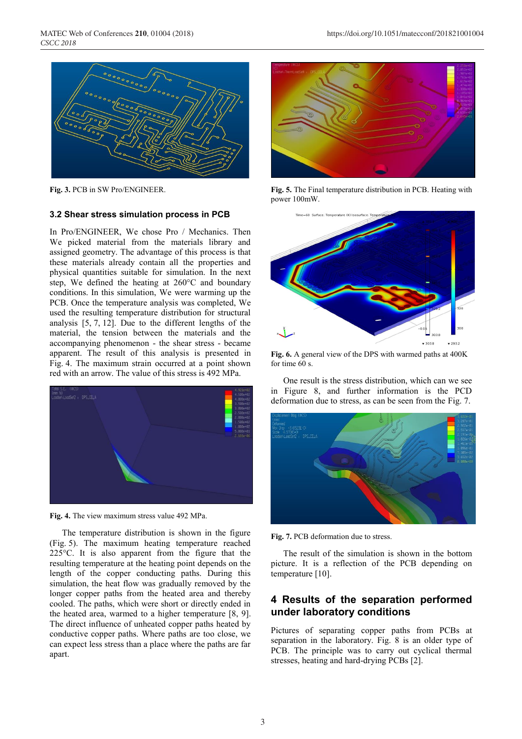Fig. 3. PCB in SW Pro/ENGINEER.

### 3.2 Shear stress simulation process in PCB

In Pro/ENGINEER, We chose Pro / Mechanics. Then We picked material from the materials library and assigned geometry. The advantage of this process is that these materials already contain all the properties and physical quantities suitable for simulation. In the next step, We defined the heating at 260°C and boundary conditions. In this simulation, We were warming up the PCB. Once the temperature analysis was completed, We used the resulting temperature distribution for structural analysis [5, 7, 12]. Due to the different lengths of the material, the tension between the materials and the accompanying phenomenon - the shear stress - became apparent. The result of this analysis is presented in Fig. 4. The maximum strain occurred at a point shown red with an arrow. The value of this stress is 492 MPa.

Fig. 4. The view maximum stress value 492 MPa.

The temperature distribution is shown in the figure (Fig. 5). The maximum heating temperature reached 225°C. It is also apparent from the figure that the resulting temperature at the heating point depends on the length of the copper conducting paths. During this simulation, the heat flow was gradually removed by the longer copper paths from the heated area and thereby cooled. The paths, which were short or directly ended in the heated area, warmed to a higher temperature [8, 9]. The direct influence of unheated copper paths heated by conductive copper paths. Where paths are too close, we can expect less stress than a place where the paths are far apart.

Fig. 5. The Final temperature distribution in PCB. Heating with power 100mW.

Fig. 6. A general view of the DPS with warmed paths at 400K for time 60 s.

One result is the stress distribution, which can we see in Figure 8, and further information is the PCD deformation due to stress, as can be seen from the Fig. 7.

Fig. 7. PCB deformation due to stress.

The result of the simulation is shown in the bottom picture. It is a reflection of the PCB depending on temperature [10].

## 4 Results of the separation performed under laboratory conditions

Pictures of separating copper paths from PCBs at separation in the laboratory. Fig. 8 is an older type of PCB. The principle was to carry out cyclical thermal stresses, heating and hard-drying PCBs [2].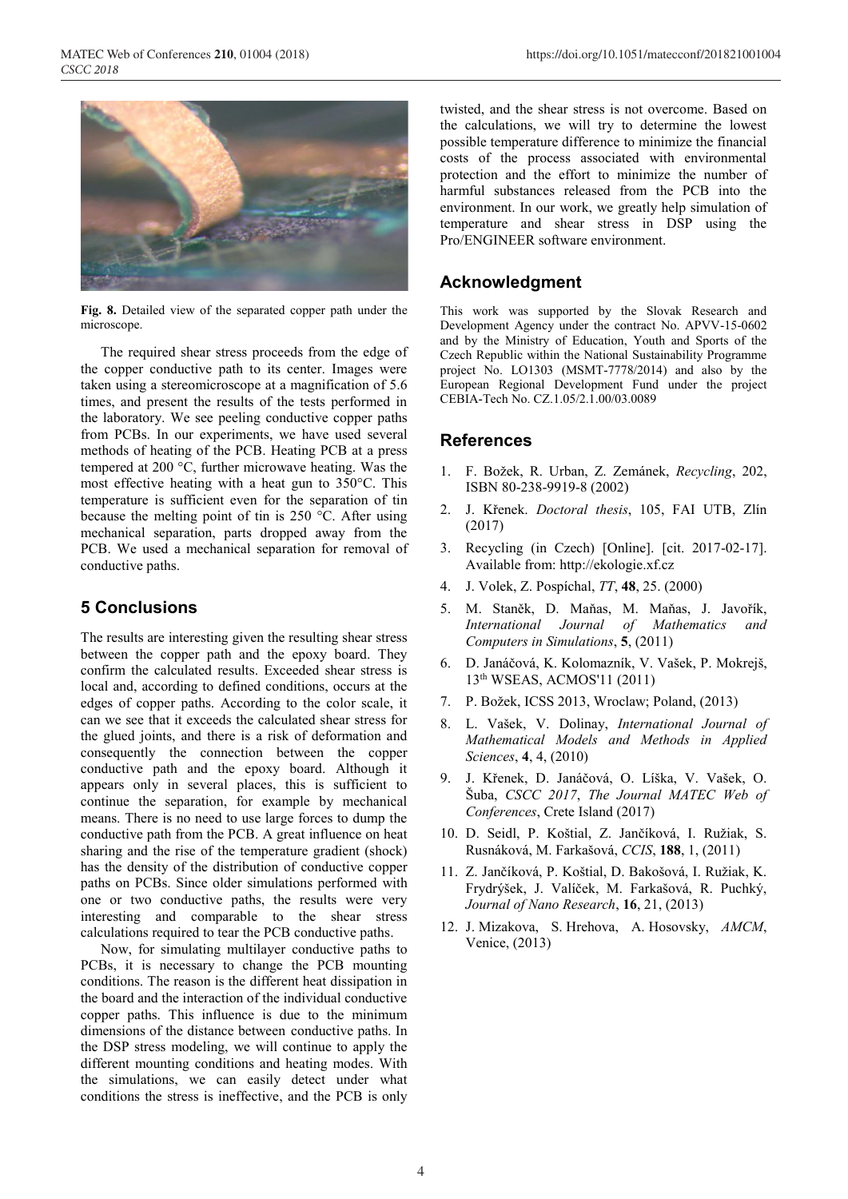Fig. 8. Detailed view of the separated copper path under the microscope.

The required shear stress proceeds from the edge of the copper conductive path to its center. Images were taken using a stereomicroscope at a magnification of 5.6 times, and present the results of the tests performed in the laboratory. We see peeling conductive copper paths from PCBs. In our experiments, we have used several methods of heating of the PCB. Heating PCB at a press tempered at 200 °C, further microwave heating. Was the most effective heating with a heat gun to 350°C. This temperature is sufficient even for the separation of tin because the melting point of tin is 250 °C. After using mechanical separation, parts dropped away from the PCB. We used a mechanical separation for removal of conductive paths.

## 5 Conclusions

The results are interesting given the resulting shear stress between the copper path and the epoxy board. They confirm the calculated results. Exceeded shear stress is local and, according to defined conditions, occurs at the edges of copper paths. According to the color scale, it can we see that it exceeds the calculated shear stress for the glued joints, and there is a risk of deformation and consequently the connection between the copper conductive path and the epoxy board. Although it appears only in several places, this is sufficient to continue the separation, for example by mechanical means. There is no need to use large forces to dump the conductive path from the PCB. A great influence on heat sharing and the rise of the temperature gradient (shock) has the density of the distribution of conductive copper paths on PCBs. Since older simulations performed with one or two conductive paths, the results were very interesting and comparable to the shear stress calculations required to tear the PCB conductive paths.

Now, for simulating multilayer conductive paths to PCBs, it is necessary to change the PCB mounting conditions. The reason is the different heat dissipation in the board and the interaction of the individual conductive copper paths. This influence is due to the minimum dimensions of the distance between conductive paths. In the DSP stress modeling, we will continue to apply the different mounting conditions and heating modes. With the simulations, we can easily detect under what conditions the stress is ineffective, and the PCB is only twisted, and the shear stress is not overcome. Based on the calculations, we will try to determine the lowest possible temperature difference to minimize the financial costs of the process associated with environmental protection and the effort to minimize the number of harmful substances released from the PCB into the environment. In our work, we greatly help simulation of temperature and shear stress in DSP using the Pro/ENGINEER software environment.

## Acknowledgment

This work was supported by the Slovak Research and Development Agency under the contract No. APVV-15-0602 and by the Ministry of Education, Youth and Sports of the Czech Republic within the National Sustainability Programme project No. LO1303 (MSMT-7778/2014) and also by the European Regional Development Fund under the project CEBIA-Tech No. CZ.1.05/2.1.00/03.0089

## References

1. F. Božek, R. Urban, Z. Zemánek, *Recycling*, 202, ISBN 80-238-9919-8 (2002)
2. J. Křenek. *Doctoral thesis*, 105, FAI UTB, Zlín (2017)
3. Recycling (in Czech) [Online]. [cit. 2017-02-17]. Available from: http://ekologie.xf.cz
4. J. Volek, Z. Pospíchal, *TT*, **48**, 25. (2000)
5. M. Staněk, D. Maňas, M. Maňas, J. Javořík, *International Journal of Mathematics and Computers in Simulations*, **5**, (2011)
6. D. Janáčová, K. Kolomazník, V. Vašek, P. Mokrejš, 13th WSEAS, ACMOS'11 (2011)
7. P. Božek, ICSS 2013, Wroclaw; Poland, (2013)
8. L. Vašek, V. Dolinay, *International Journal of Mathematical Models and Methods in Applied Sciences*, **4**, 4, (2010)
9. J. Křenek, D. Janáčová, O. Líška, V. Vašek, O. Šuba, *CSCC 2017*, *The Journal MATEC Web of Conferences*, Crete Island (2017)
10. D. Seidl, P. Koštial, Z. Jančíková, I. Ružiak, S. Rusnáková, M. Farkašová, *CCIS*, **188**, 1, (2011)
11. Z. Jančíková, P. Koštial, D. Bakošová, I. Ružiak, K. Frydrýšek, J. Valíček, M. Farkašová, R. Puchký, *Journal of Nano Research*, **16**, 21, (2013)
12. J. Mizakova, S. Hrehova, A. Hosovsky, *AMCM*, Venice, (2013)